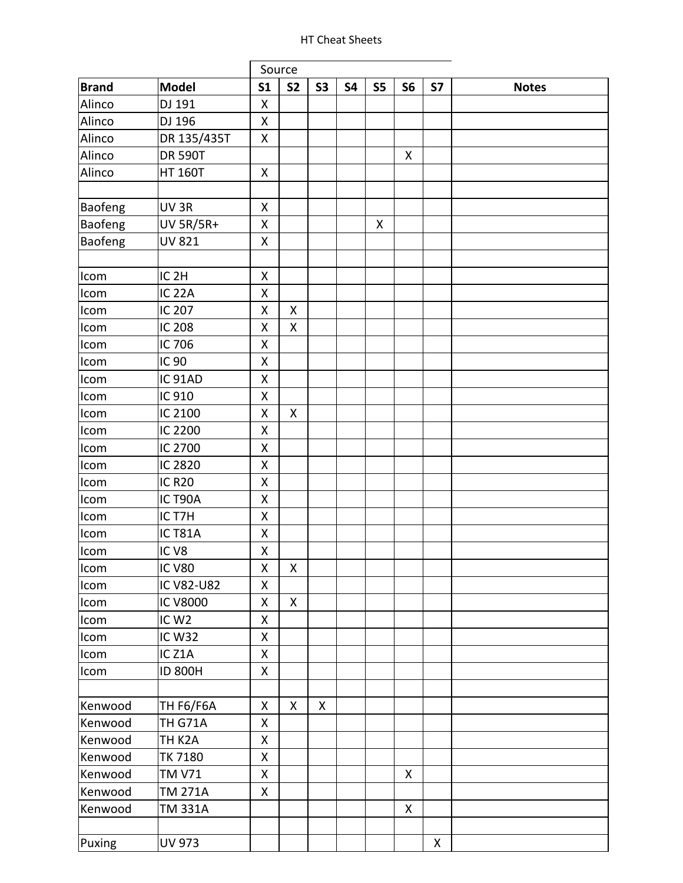# HT Cheat Sheets

| | | Source | | | | | | | |
|---|---|---|---|---|---|---|---|---|---|
| **Brand** | **Model** | **S1** | **S2** | **S3** | **S4** | **S5** | **S6** | **S7** | **Notes** |
| Alinco | DJ 191 | X | | | | | | | |
| Alinco | DJ 196 | X | | | | | | | |
| Alinco | DR 135/435T | X | | | | | | | |
| Alinco | DR 590T | | | | | | X | | |
| Alinco | HT 160T | X | | | | | | | |
| | | | | | | | | | |
| Baofeng | UV 3R | X | | | | | | | |
| Baofeng | UV 5R/5R+ | X | | | | X | | | |
| Baofeng | UV 821 | X | | | | | | | |
| | | | | | | | | | |
| Icom | IC 2H | X | | | | | | | |
| Icom | IC 22A | X | | | | | | | |
| Icom | IC 207 | X | X | | | | | | |
| Icom | IC 208 | X | X | | | | | | |
| Icom | IC 706 | X | | | | | | | |
| Icom | IC 90 | X | | | | | | | |
| Icom | IC 91AD | X | | | | | | | |
| Icom | IC 910 | X | | | | | | | |
| Icom | IC 2100 | X | X | | | | | | |
| Icom | IC 2200 | X | | | | | | | |
| Icom | IC 2700 | X | | | | | | | |
| Icom | IC 2820 | X | | | | | | | |
| Icom | IC R20 | X | | | | | | | |
| Icom | IC T90A | X | | | | | | | |
| Icom | IC T7H | X | | | | | | | |
| Icom | IC T81A | X | | | | | | | |
| Icom | IC V8 | X | | | | | | | |
| Icom | IC V80 | X | X | | | | | | |
| Icom | IC V82-U82 | X | | | | | | | |
| Icom | IC V8000 | X | X | | | | | | |
| Icom | IC W2 | X | | | | | | | |
| Icom | IC W32 | X | | | | | | | |
| Icom | IC Z1A | X | | | | | | | |
| Icom | ID 800H | X | | | | | | | |
| | | | | | | | | | |
| Kenwood | TH F6/F6A | X | X | X | | | | | |
| Kenwood | TH G71A | X | | | | | | | |
| Kenwood | TH K2A | X | | | | | | | |
| Kenwood | TK 7180 | X | | | | | | | |
| Kenwood | TM V71 | X | | | | | X | | |
| Kenwood | TM 271A | X | | | | | | | |
| Kenwood | TM 331A | | | | | | X | | |
| | | | | | | | | | |
| Puxing | UV 973 | | | | | | | X | |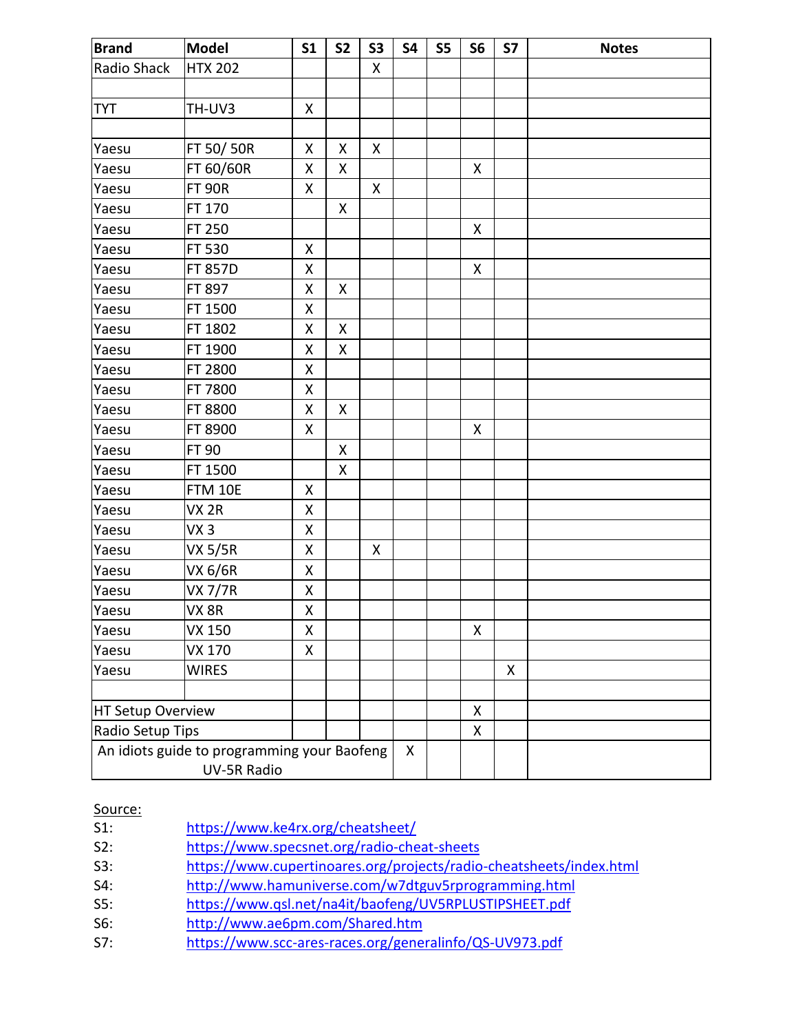| Brand | Model | S1 | S2 | S3 | S4 | S5 | S6 | S7 | Notes |
|---|---|---|---|---|---|---|---|---|---|
| Radio Shack | HTX 202 | | | X | | | | | |
| | | | | | | | | | |
| TYT | TH-UV3 | X | | | | | | | |
| | | | | | | | | | |
| Yaesu | FT 50/ 50R | X | X | X | | | | | |
| Yaesu | FT 60/60R | X | X | | | | X | | |
| Yaesu | FT 90R | X | | X | | | | | |
| Yaesu | FT 170 | | X | | | | | | |
| Yaesu | FT 250 | | | | | | X | | |
| Yaesu | FT 530 | X | | | | | | | |
| Yaesu | FT 857D | X | | | | | X | | |
| Yaesu | FT 897 | X | X | | | | | | |
| Yaesu | FT 1500 | X | | | | | | | |
| Yaesu | FT 1802 | X | X | | | | | | |
| Yaesu | FT 1900 | X | X | | | | | | |
| Yaesu | FT 2800 | X | | | | | | | |
| Yaesu | FT 7800 | X | | | | | | | |
| Yaesu | FT 8800 | X | X | | | | | | |
| Yaesu | FT 8900 | X | | | | | X | | |
| Yaesu | FT 90 | | X | | | | | | |
| Yaesu | FT 1500 | | X | | | | | | |
| Yaesu | FTM 10E | X | | | | | | | |
| Yaesu | VX 2R | X | | | | | | | |
| Yaesu | VX 3 | X | | | | | | | |
| Yaesu | VX 5/5R | X | | X | | | | | |
| Yaesu | VX 6/6R | X | | | | | | | |
| Yaesu | VX 7/7R | X | | | | | | | |
| Yaesu | VX 8R | X | | | | | | | |
| Yaesu | VX 150 | X | | | | | X | | |
| Yaesu | VX 170 | X | | | | | | | |
| Yaesu | WIRES | | | | | | | X | |
| | | | | | | | | | |
| HT Setup Overview | | | | | | | X | | |
| Radio Setup Tips | | | | | | | X | | |
| An idiots guide to programming your Baofeng UV-5R Radio | | | | | X | | | | |

Source:

S1: https://www.ke4rx.org/cheatsheet/
S2: https://www.specsnet.org/radio-cheat-sheets
S3: https://www.cupertinoares.org/projects/radio-cheatsheets/index.html
S4: http://www.hamuniverse.com/w7dtguv5rprogramming.html
S5: https://www.qsl.net/na4it/baofeng/UV5RPLUSTIPSHEET.pdf
S6: http://www.ae6pm.com/Shared.htm
S7: https://www.scc-ares-races.org/generalinfo/QS-UV973.pdf